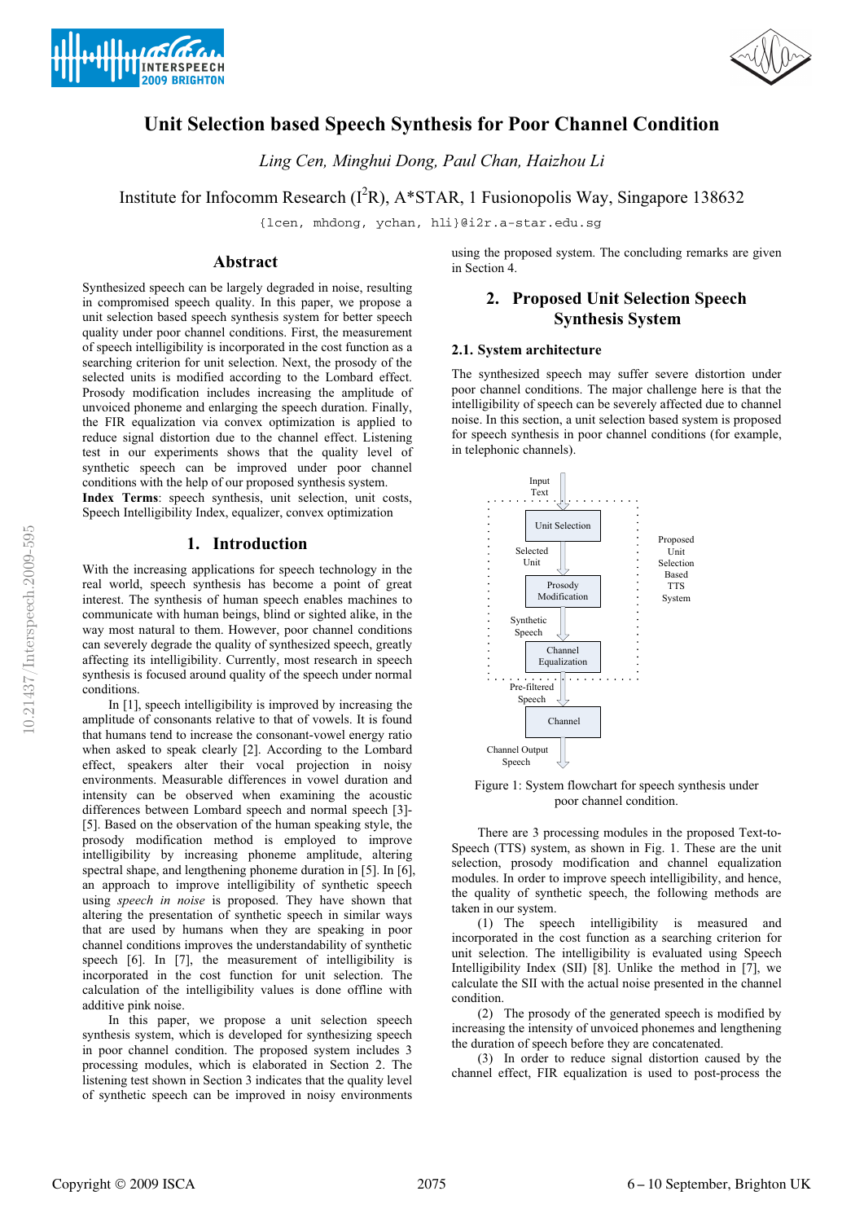# Unit Selection based Speech Synthesis for Poor Channel Condition

*Ling Cen, Minghui Dong, Paul Chan, Haizhou Li*

Institute for Infocomm Research (I[2]R), A*STAR, 1 Fusionopolis Way, Singapore 138632

{lcen, mhdong, ychan, hli}@i2r.a-star.edu.sg

## Abstract

Synthesized speech can be largely degraded in noise, resulting in compromised speech quality. In this paper, we propose a unit selection based speech synthesis system for better speech quality under poor channel conditions. First, the measurement of speech intelligibility is incorporated in the cost function as a searching criterion for unit selection. Next, the prosody of the selected units is modified according to the Lombard effect. Prosody modification includes increasing the amplitude of unvoiced phoneme and enlarging the speech duration. Finally, the FIR equalization via convex optimization is applied to reduce signal distortion due to the channel effect. Listening test in our experiments shows that the quality level of synthetic speech can be improved under poor channel conditions with the help of our proposed synthesis system.

**Index Terms**: speech synthesis, unit selection, unit costs, Speech Intelligibility Index, equalizer, convex optimization

## 1. Introduction

With the increasing applications for speech technology in the real world, speech synthesis has become a point of great interest. The synthesis of human speech enables machines to communicate with human beings, blind or sighted alike, in the way most natural to them. However, poor channel conditions can severely degrade the quality of synthesized speech, greatly affecting its intelligibility. Currently, most research in speech synthesis is focused around quality of the speech under normal conditions.

In [1], speech intelligibility is improved by increasing the amplitude of consonants relative to that of vowels. It is found that humans tend to increase the consonant-vowel energy ratio when asked to speak clearly [2]. According to the Lombard effect, speakers alter their vocal projection in noisy environments. Measurable differences in vowel duration and intensity can be observed when examining the acoustic differences between Lombard speech and normal speech [3]-[5]. Based on the observation of the human speaking style, the prosody modification method is employed to improve intelligibility by increasing phoneme amplitude, altering spectral shape, and lengthening phoneme duration in [5]. In [6], an approach to improve intelligibility of synthetic speech using *speech in noise* is proposed. They have shown that altering the presentation of synthetic speech in similar ways that are used by humans when they are speaking in poor channel conditions improves the understandability of synthetic speech [6]. In [7], the measurement of intelligibility is incorporated in the cost function for unit selection. The calculation of the intelligibility values is done offline with additive pink noise.

In this paper, we propose a unit selection speech synthesis system, which is developed for synthesizing speech in poor channel condition. The proposed system includes 3 processing modules, which is elaborated in Section 2. The listening test shown in Section 3 indicates that the quality level of synthetic speech can be improved in noisy environments using the proposed system. The concluding remarks are given in Section 4.

## 2. Proposed Unit Selection Speech Synthesis System

### 2.1. System architecture

The synthesized speech may suffer severe distortion under poor channel conditions. The major challenge here is that the intelligibility of speech can be severely affected due to channel noise. In this section, a unit selection based system is proposed for speech synthesis in poor channel conditions (for example, in telephonic channels).

Figure 1: System flowchart for speech synthesis under poor channel condition.

There are 3 processing modules in the proposed Text-to-Speech (TTS) system, as shown in Fig. 1. These are the unit selection, prosody modification and channel equalization modules. In order to improve speech intelligibility, and hence, the quality of synthetic speech, the following methods are taken in our system.

(1) The speech intelligibility is measured and incorporated in the cost function as a searching criterion for unit selection. The intelligibility is evaluated using Speech Intelligibility Index (SII) [8]. Unlike the method in [7], we calculate the SII with the actual noise presented in the channel condition.

(2) The prosody of the generated speech is modified by increasing the intensity of unvoiced phonemes and lengthening the duration of speech before they are concatenated.

(3) In order to reduce signal distortion caused by the channel effect, FIR equalization is used to post-process the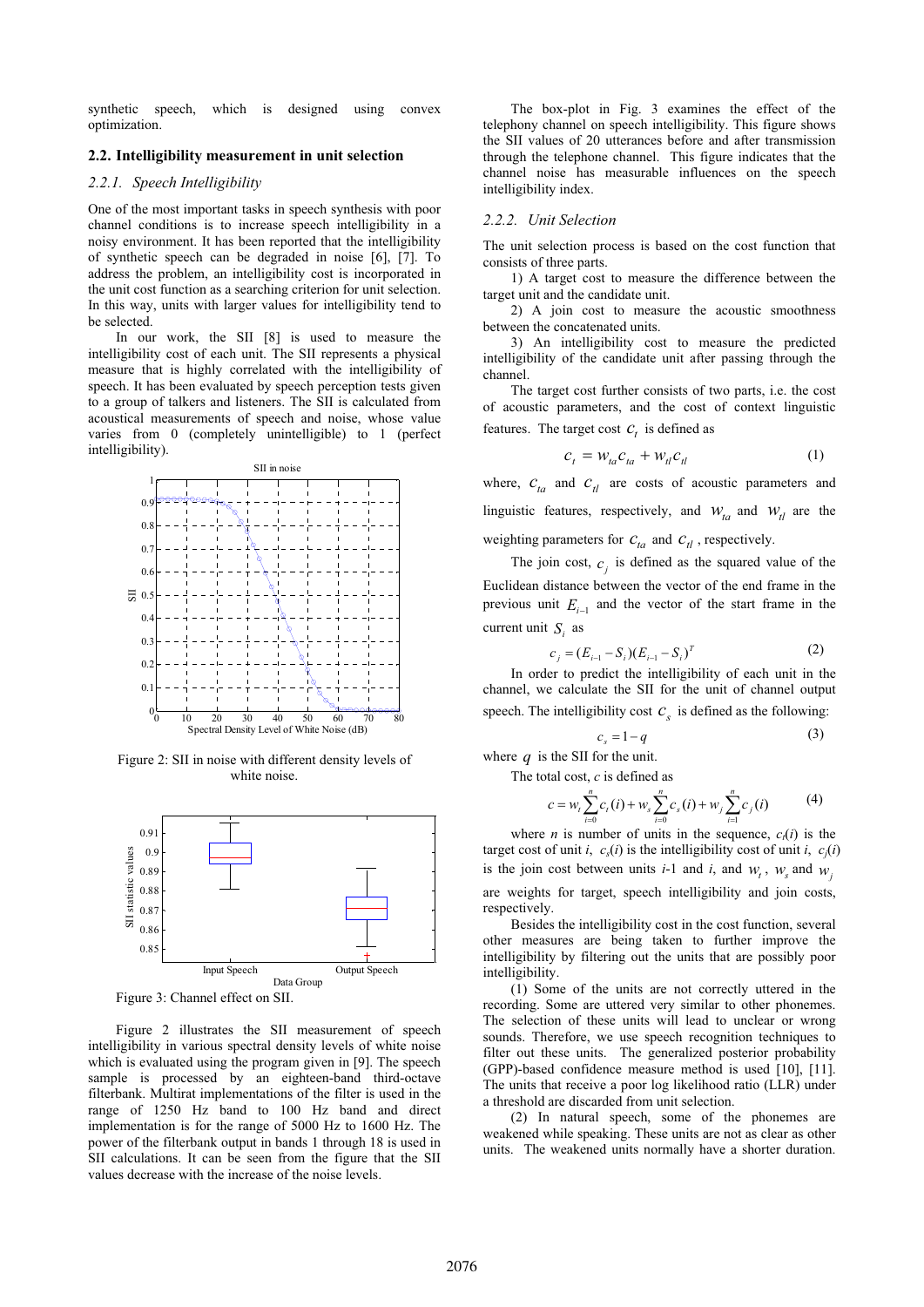synthetic speech, which is designed using convex optimization.

### 2.2. Intelligibility measurement in unit selection

#### *2.2.1. Speech Intelligibility*

One of the most important tasks in speech synthesis with poor channel conditions is to increase speech intelligibility in a noisy environment. It has been reported that the intelligibility of synthetic speech can be degraded in noise [6], [7]. To address the problem, an intelligibility cost is incorporated in the unit cost function as a searching criterion for unit selection. In this way, units with larger values for intelligibility tend to be selected.

In our work, the SII [8] is used to measure the intelligibility cost of each unit. The SII represents a physical measure that is highly correlated with the intelligibility of speech. It has been evaluated by speech perception tests given to a group of talkers and listeners. The SII is calculated from acoustical measurements of speech and noise, which value varies from 0 (completely unintelligible) to 1 (perfect intelligibility).

Figure 2: SII in noise with different density levels of white noise.

Figure 3: Channel effect on SII.

Figure 2 illustrates the SII measurement of speech intelligibility in various spectral density levels of white noise which is evaluated using the program given in [9]. The speech sample is processed by an eighteen-band third-octave filterbank. Multirat implementations of the filter is used in the range of 1250 Hz band to 100 Hz band and direct implementation is for the range of 5000 Hz to 1600 Hz. The power of the filterbank output in bands 1 through 18 is used in SII calculations. It can be seen from the figure that the SII values decrease with the increase of the noise levels.

The box-plot in Fig. 3 examines the effect of the telephony channel on speech intelligibility. This figure shows the SII values of 20 utterances before and after transmission through the telephone channel. This figure indicates that the channel noise has measurable influences on the speech intelligibility index.

#### *2.2.2. Unit Selection*

The unit selection process is based on the cost function that consists of three parts.

1) A target cost to measure the difference between the target unit and the candidate unit.

2) A join cost to measure the acoustic smoothness between the concatenated units.

3) An intelligibility cost to measure the predicted intelligibility of the candidate unit after passing through the channel.

The target cost further consists of two parts, i.e. the cost of acoustic parameters, and the cost of context linguistic features. The target cost $c_t$ is defined as

$$c_t = w_{ta} c_{ta} + w_{tl} c_{tl} \tag{1}$$

where, $c_{ta}$ and $c_{tl}$ are costs of acoustic parameters and linguistic features, respectively, and $w_{ta}$ and $w_{tl}$ are the weighting parameters for $c_{ta}$ and $c_{tl}$, respectively.

The join cost, $c_j$ is defined as the squared value of the Euclidean distance between the vector of the end frame in the previous unit $E_{i-1}$ and the vector of the start frame in the current unit $S_i$ as

$$c_j = (E_{i-1} - S_i)(E_{i-1} - S_i)^T \tag{2}$$

In order to predict the intelligibility of each unit in the channel, we calculate the SII for the unit of channel output speech. The intelligibility cost $c_s$ is defined as the following:

$$c_s = 1 - q \tag{3}$$

where $q$ is the SII for the unit.

The total cost, $c$ is defined as

$$c = w_t \sum_{i=0}^{n} c_t(i) + w_s \sum_{i=0}^{n} c_s(i) + w_j \sum_{i=1}^{n} c_j(i) \tag{4}$$

where $n$ is number of units in the sequence, $c_t(i)$ is the target cost of unit $i$, $c_s(i)$ is the intelligibility cost of unit $i$, $c_j(i)$ is the join cost between units $i$-1 and $i$, and $w_t$, $w_s$ and $w_j$ are weights for target, speech intelligibility and join costs, respectively.

Besides the intelligibility cost in the cost function, several other measures are being taken to further improve the intelligibility by filtering out the units that are possibly poor intelligibility.

(1) Some of the units are not correctly uttered in the recording. Some are uttered very similar to other phonemes. The selection of these units will lead to unclear or wrong sounds. Therefore, we use speech recognition techniques to filter out these units. The generalized posterior probability (GPP)-based confidence measure method is used [10], [11]. The units that receive a poor log likelihood ratio (LLR) under a threshold are discarded from unit selection.

(2) In natural speech, some of the phonemes are weakened while speaking. These units are not as clear as other units. The weakened units normally have a shorter duration.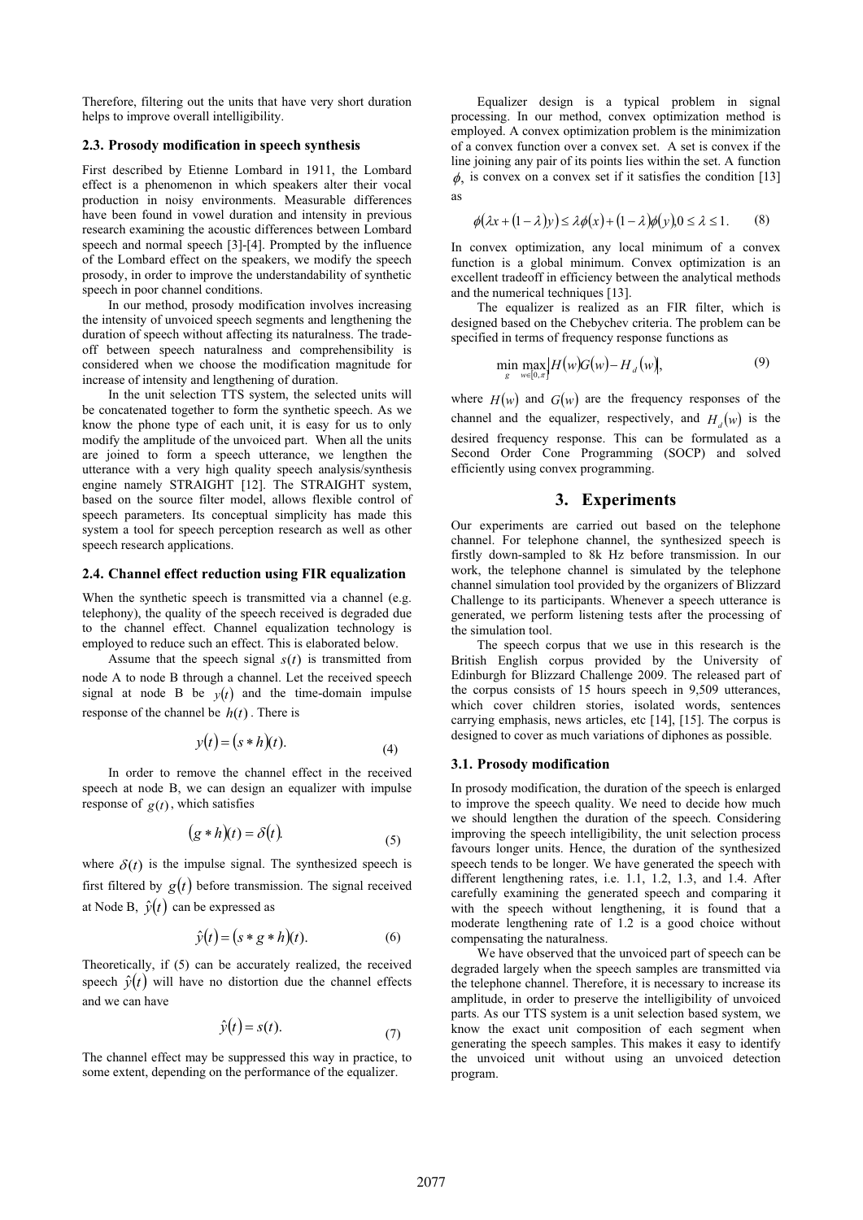Therefore, filtering out the units that have very short duration helps to improve overall intelligibility.

### 2.3. Prosody modification in speech synthesis

First described by Etienne Lombard in 1911, the Lombard effect is a phenomenon in which speakers alter their vocal production in noisy environments. Measurable differences have been found in vowel duration and intensity in previous research examining the acoustic differences between Lombard speech and normal speech [3]-[4]. Prompted by the influence of the Lombard effect on the speakers, we modify the speech prosody, in order to improve the understandability of synthetic speech in poor channel conditions.

In our method, prosody modification involves increasing the intensity of unvoiced speech segments and lengthening the duration of speech without affecting its naturalness. The trade-off between speech naturalness and comprehensibility is considered when we choose the modification magnitude for increase of intensity and lengthening of duration.

In the unit selection TTS system, the selected units will be concatenated together to form the synthetic speech. As we know the phone type of each unit, it is easy for us to only modify the amplitude of the unvoiced part. When all the units are joined to form a speech utterance, we lengthen the utterance with a very high quality speech analysis/synthesis engine namely STRAIGHT [12]. The STRAIGHT system, based on the source filter model, allows flexible control of speech parameters. Its conceptual simplicity has made this system a tool for speech perception research as well as other speech research applications.

### 2.4. Channel effect reduction using FIR equalization

When the synthetic speech is transmitted via a channel (e.g. telephony), the quality of the speech received is degraded due to the channel effect. Channel equalization technology is employed to reduce such an effect. This is elaborated below.

Assume that the speech signal $s(t)$ is transmitted from node A to node B through a channel. Let the received speech signal at node B be $y(t)$ and the time-domain impulse response of the channel be $h(t)$. There is

$$y(t) = (s * h)(t). \tag{4}$$

In order to remove the channel effect in the received speech at node B, we can design an equalizer with impulse response of $g(t)$, which satisfies

$$(g * h)(t) = \delta(t). \tag{5}$$

where $\delta(t)$ is the impulse signal. The synthesized speech is first filtered by $g(t)$ before transmission. The signal received at Node B, $\hat{y}(t)$ can be expressed as

$$\hat{y}(t) = (s * g * h)(t). \tag{6}$$

Theoretically, if (5) can be accurately realized, the received speech $\hat{y}(t)$ will have no distortion due the channel effects and we can have

$$\hat{y}(t) = s(t). \tag{7}$$

The channel effect may be suppressed this way in practice, to some extent, depending on the performance of the equalizer.

Equalizer design is a typical problem in signal processing. In our method, convex optimization method is employed. A convex optimization problem is the minimization of a convex function over a convex set. A set is convex if the line joining any pair of its points lies within the set. A function $\phi$, is convex on a convex set if it satisfies the condition [13] as

$$\phi(\lambda x + (1-\lambda)y) \le \lambda\phi(x) + (1-\lambda)\phi(y), 0 \le \lambda \le 1. \tag{8}$$

In convex optimization, any local minimum of a convex function is a global minimum. Convex optimization is an excellent tradeoff in efficiency between the analytical methods and the numerical techniques [13].

The equalizer is realized as an FIR filter, which is designed based on the Chebychev criteria. The problem can be specified in terms of frequency response functions as

$$\min_{g} \max_{w \in [0,\pi]} \left| H(w)G(w) - H_d(w) \right|, \tag{9}$$

where $H(w)$ and $G(w)$ are the frequency responses of the channel and the equalizer, respectively, and $H_d(w)$ is the desired frequency response. This can be formulated as a Second Order Cone Programming (SOCP) and solved efficiently using convex programming.

## 3. Experiments

Our experiments are carried out based on the telephone channel. For telephone channel, the synthesized speech is firstly down-sampled to 8k Hz before transmission. In our work, the telephone channel is simulated by the telephone channel simulation tool provided by the organizers of Blizzard Challenge to its participants. Whenever a speech utterance is generated, we perform listening tests after the processing of the simulation tool.

The speech corpus that we use in this research is the British English corpus provided by the University of Edinburgh for Blizzard Challenge 2009. The released part of the corpus consists of 15 hours speech in 9,509 utterances, which cover children stories, isolated words, sentences carrying emphasis, news articles, etc [14], [15]. The corpus is designed to cover as much variations of diphones as possible.

### 3.1. Prosody modification

In prosody modification, the duration of the speech is enlarged to improve the speech quality. We need to decide how much we should lengthen the duration of the speech. Considering improving the speech intelligibility, the unit selection process favours longer units. Hence, the duration of the synthesized speech tends to be longer. We have generated the speech with different lengthening rates, i.e. 1.1, 1.2, 1.3, and 1.4. After carefully examining the generated speech and comparing it with the speech without lengthening, it is found that a moderate lengthening rate of 1.2 is a good choice without compensating the naturalness.

We have observed that the unvoiced part of speech can be degraded largely when the speech samples are transmitted via the telephone channel. Therefore, it is necessary to increase its amplitude, in order to preserve the intelligibility of unvoiced parts. As our TTS system is a unit selection based system, we know the exact unit composition of each segment when generating the speech samples. This makes it easy to identify the unvoiced unit without using an unvoiced detection program.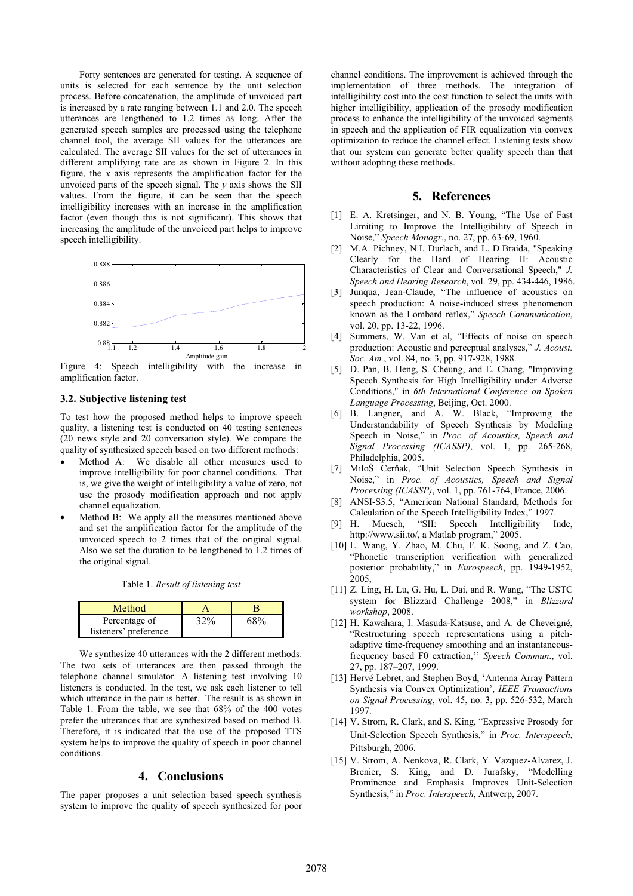Forty sentences are generated for testing. A sequence of units is selected for each sentence by the unit selection process. Before concatenation, the amplitude of unvoiced part is increased by a rate ranging between 1.1 and 2.0. The speech utterances are lengthened to 1.2 times as long. After the generated speech samples are processed using the telephone channel tool, the average SII values for the utterances are calculated. The average SII values for the set of utterances in different amplifying rate are as shown in Figure 2. In this figure, the *x* axis represents the amplification factor for the unvoiced parts of the speech signal. The *y* axis shows the SII values. From the figure, it can be seen that the speech intelligibility increases with an increase in the amplification factor (even though this is not significant). This shows that increasing the amplitude of the unvoiced part helps to improve speech intelligibility.

0.888
0.886
0.884
0.882
0.88
1.1
1.2
1.4
1.6
1.8
2
Amplitude gain

Figure 4: Speech intelligibility with the increase in amplification factor.

### 3.2. Subjective listening test

To test how the proposed method helps to improve speech quality, a listening test is conducted on 40 testing sentences (20 news style and 20 conversation style). We compare the quality of synthesized speech based on two different methods:

- Method A: We disable all other measures used to improve intelligibility for poor channel conditions. That is, we give the weight of intelligibility a value of zero, not use the prosody modification approach and not apply channel equalization.
- Method B: We apply all the measures mentioned above and set the amplification factor for the amplitude of the unvoiced speech to 2 times that of the original signal. Also we set the duration to be lengthened to 1.2 times of the original signal.

Table 1. *Result of listening test*

| Method | A | B |
|---|---|---|
| Percentage of listeners' preference | 32% | 68% |

We synthesize 40 utterances with the 2 different methods. The two sets of utterances are then passed through the telephone channel simulator. A listening test involving 10 listeners is conducted. In the test, we ask each listener to tell which utterance in the pair is better. The result is as shown in Table 1. From the table, we see that 68% of the 400 votes prefer the utterances that are synthesized based on method B. Therefore, it is indicated that the use of the proposed TTS system helps to improve the quality of speech in poor channel conditions.

## 4. Conclusions

The paper proposes a unit selection based speech synthesis system to improve the quality of speech synthesized for poor channel conditions. The improvement is achieved through the implementation of three methods. The integration of intelligibility cost into the cost function to select the units with higher intelligibility, application of the prosody modification process to enhance the intelligibility of the unvoiced segments in speech and the application of FIR equalization via convex optimization to reduce the channel effect. Listening tests show that our system can generate better quality speech than that without adopting these methods.

## 5. References

[1] E. A. Kretsinger, and N. B. Young, "The Use of Fast Limiting to Improve the Intelligibility of Speech in Noise," *Speech Monogr.*, no. 27, pp. 63-69, 1960.

[2] M.A. Pichney, N.I. Durlach, and L. D.Braida, "Speaking Clearly for the Hard of Hearing II: Acoustic Characteristics of Clear and Conversational Speech," *J. Speech and Hearing Research*, vol. 29, pp. 434-446, 1986.

[3] Junqua, Jean-Claude, "The influence of acoustics on speech production: A noise-induced stress phenomenon known as the Lombard reflex," *Speech Communication*, vol. 20, pp. 13-22, 1996.

[4] Summers, W. Van et al, "Effects of noise on speech production: Acoustic and perceptual analyses," *J. Acoust. Soc. Am.*, vol. 84, no. 3, pp. 917-928, 1988.

[5] D. Pan, B. Heng, S. Cheung, and E. Chang, "Improving Speech Synthesis for High Intelligibility under Adverse Conditions," in *6th International Conference on Spoken Language Processing*, Beijing, Oct. 2000.

[6] B. Langner, and A. W. Black, "Improving the Understandability of Speech Synthesis by Modeling Speech in Noise," in *Proc. of Acoustics, Speech and Signal Processing (ICASSP)*, vol. 1, pp. 265-268, Philadelphia, 2005.

[7] MiloŠ Cerňak, "Unit Selection Speech Synthesis in Noise," in *Proc. of Acoustics, Speech and Signal Processing (ICASSP)*, vol. 1, pp. 761-764, France, 2006.

[8] ANSI-S3.5, "American National Standard, Methods for Calculation of the Speech Intelligibility Index," 1997.

[9] H. Muesch, "SII: Speech Intelligibility Inde, http://www.sii.to/, a Matlab program," 2005.

[10] L. Wang, Y. Zhao, M. Chu, F. K. Soong, and Z. Cao, "Phonetic transcription verification with generalized posterior probability," in *Eurospeech*, pp. 1949-1952, 2005,

[11] Z. Ling, H. Lu, G. Hu, L. Dai, and R. Wang, "The USTC system for Blizzard Challenge 2008," in *Blizzard workshop*, 2008.

[12] H. Kawahara, I. Masuda-Katsuse, and A. de Cheveigné, "Restructuring speech representations using a pitch-adaptive time-frequency smoothing and an instantaneous-frequency based F0 extraction,'' *Speech Commun.*, vol. 27, pp. 187–207, 1999.

[13] Hervé Lebret, and Stephen Boyd, 'Antenna Array Pattern Synthesis via Convex Optimization', *IEEE Transactions on Signal Processing*, vol. 45, no. 3, pp. 526-532, March 1997.

[14] V. Strom, R. Clark, and S. King, "Expressive Prosody for Unit-Selection Speech Synthesis," in *Proc. Interspeech*, Pittsburgh, 2006.

[15] V. Strom, A. Nenkova, R. Clark, Y. Vazquez-Alvarez, J. Brenier, S. King, and D. Jurafsky, "Modelling Prominence and Emphasis Improves Unit-Selection Synthesis," in *Proc. Interspeech*, Antwerp, 2007.